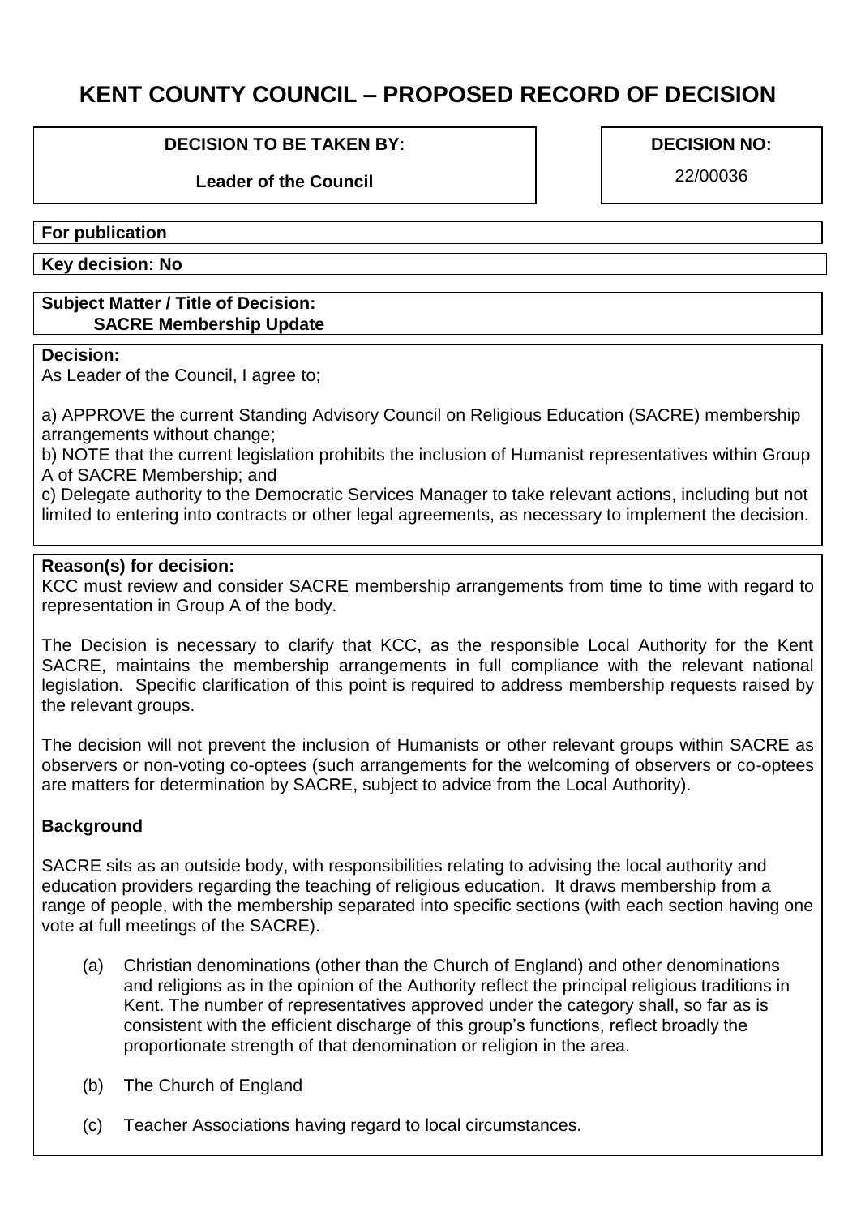# KENT COUNTY COUNCIL – PROPOSED RECORD OF DECISION

**DECISION TO BE TAKEN BY:**

**Leader of the Council**

**DECISION NO:**

22/00036

**For publication**

**Key decision: No**

**Subject Matter / Title of Decision:**
**SACRE Membership Update**

**Decision:**

As Leader of the Council, I agree to;

a) APPROVE the current Standing Advisory Council on Religious Education (SACRE) membership arrangements without change;
b) NOTE that the current legislation prohibits the inclusion of Humanist representatives within Group A of SACRE Membership; and
c) Delegate authority to the Democratic Services Manager to take relevant actions, including but not limited to entering into contracts or other legal agreements, as necessary to implement the decision.

**Reason(s) for decision:**

KCC must review and consider SACRE membership arrangements from time to time with regard to representation in Group A of the body.

The Decision is necessary to clarify that KCC, as the responsible Local Authority for the Kent SACRE, maintains the membership arrangements in full compliance with the relevant national legislation. Specific clarification of this point is required to address membership requests raised by the relevant groups.

The decision will not prevent the inclusion of Humanists or other relevant groups within SACRE as observers or non-voting co-optees (such arrangements for the welcoming of observers or co-optees are matters for determination by SACRE, subject to advice from the Local Authority).

**Background**

SACRE sits as an outside body, with responsibilities relating to advising the local authority and education providers regarding the teaching of religious education. It draws membership from a range of people, with the membership separated into specific sections (with each section having one vote at full meetings of the SACRE).

(a) Christian denominations (other than the Church of England) and other denominations and religions as in the opinion of the Authority reflect the principal religious traditions in Kent. The number of representatives approved under the category shall, so far as is consistent with the efficient discharge of this group's functions, reflect broadly the proportionate strength of that denomination or religion in the area.

(b) The Church of England

(c) Teacher Associations having regard to local circumstances.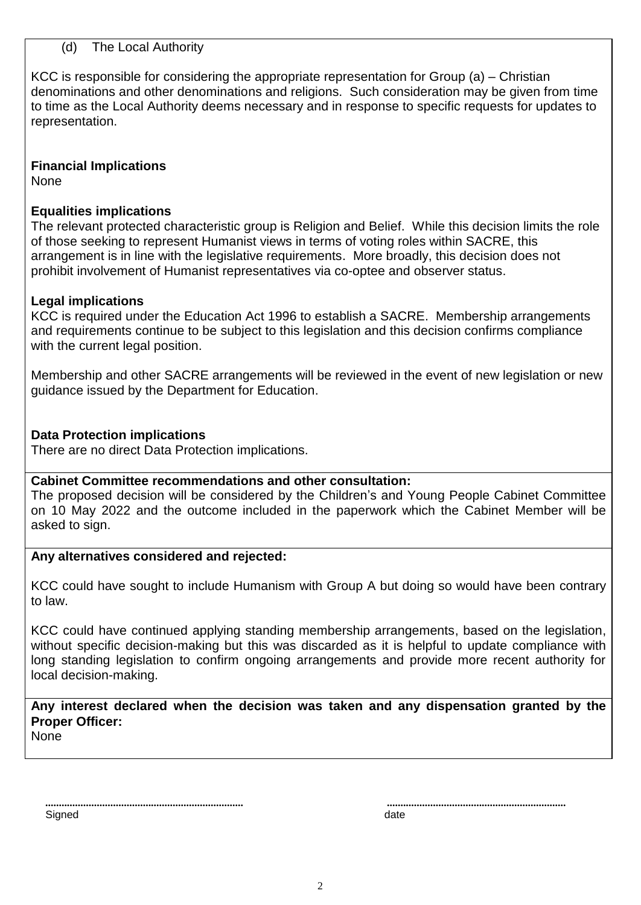(d) The Local Authority

KCC is responsible for considering the appropriate representation for Group (a) – Christian denominations and other denominations and religions. Such consideration may be given from time to time as the Local Authority deems necessary and in response to specific requests for updates to representation.

**Financial Implications**
None

**Equalities implications**
The relevant protected characteristic group is Religion and Belief. While this decision limits the role of those seeking to represent Humanist views in terms of voting roles within SACRE, this arrangement is in line with the legislative requirements. More broadly, this decision does not prohibit involvement of Humanist representatives via co-optee and observer status.

**Legal implications**
KCC is required under the Education Act 1996 to establish a SACRE. Membership arrangements and requirements continue to be subject to this legislation and this decision confirms compliance with the current legal position.

Membership and other SACRE arrangements will be reviewed in the event of new legislation or new guidance issued by the Department for Education.

**Data Protection implications**
There are no direct Data Protection implications.

**Cabinet Committee recommendations and other consultation:**
The proposed decision will be considered by the Children's and Young People Cabinet Committee on 10 May 2022 and the outcome included in the paperwork which the Cabinet Member will be asked to sign.

**Any alternatives considered and rejected:**

KCC could have sought to include Humanism with Group A but doing so would have been contrary to law.

KCC could have continued applying standing membership arrangements, based on the legislation, without specific decision-making but this was discarded as it is helpful to update compliance with long standing legislation to confirm ongoing arrangements and provide more recent authority for local decision-making.

**Any interest declared when the decision was taken and any dispensation granted by the Proper Officer:**
None

.........................................................................
Signed

.................................................................
date